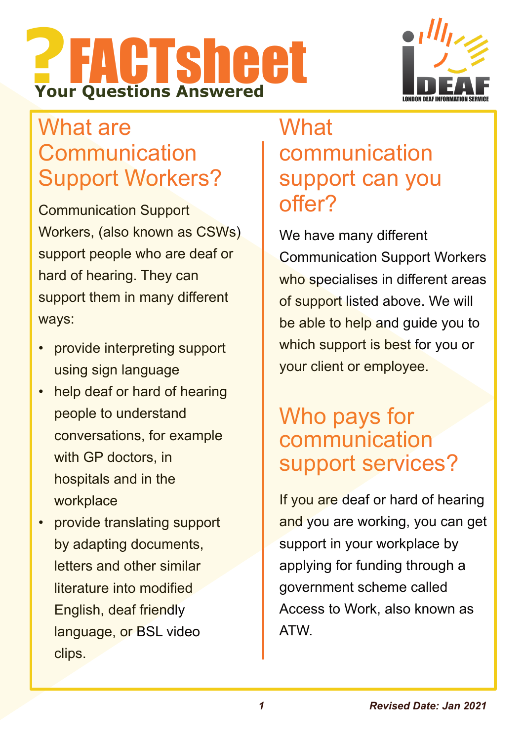# ?FACTsheet

**Your Questions Answered**

## What are Communication Support Workers?

Communication Support Workers, (also known as CSWs) support people who are deaf or hard of hearing. They can support them in many different ways:

- provide interpreting support using sign language
- help deaf or hard of hearing people to understand conversations, for example with GP doctors, in hospitals and in the workplace
- provide translating support by adapting documents, letters and other similar literature into modified English, deaf friendly language, or BSL video clips.

## What communication support can you offer?

We have many different Communication Support Workers who specialises in different areas of support listed above. We will be able to help and guide you to which support is best for you or your client or employee.

## Who pays for communication support services?

If you are deaf or hard of hearing and you are working, you can get support in your workplace by applying for funding through a government scheme called Access to Work, also known as ATW.

***Revised Date: Jan 2021***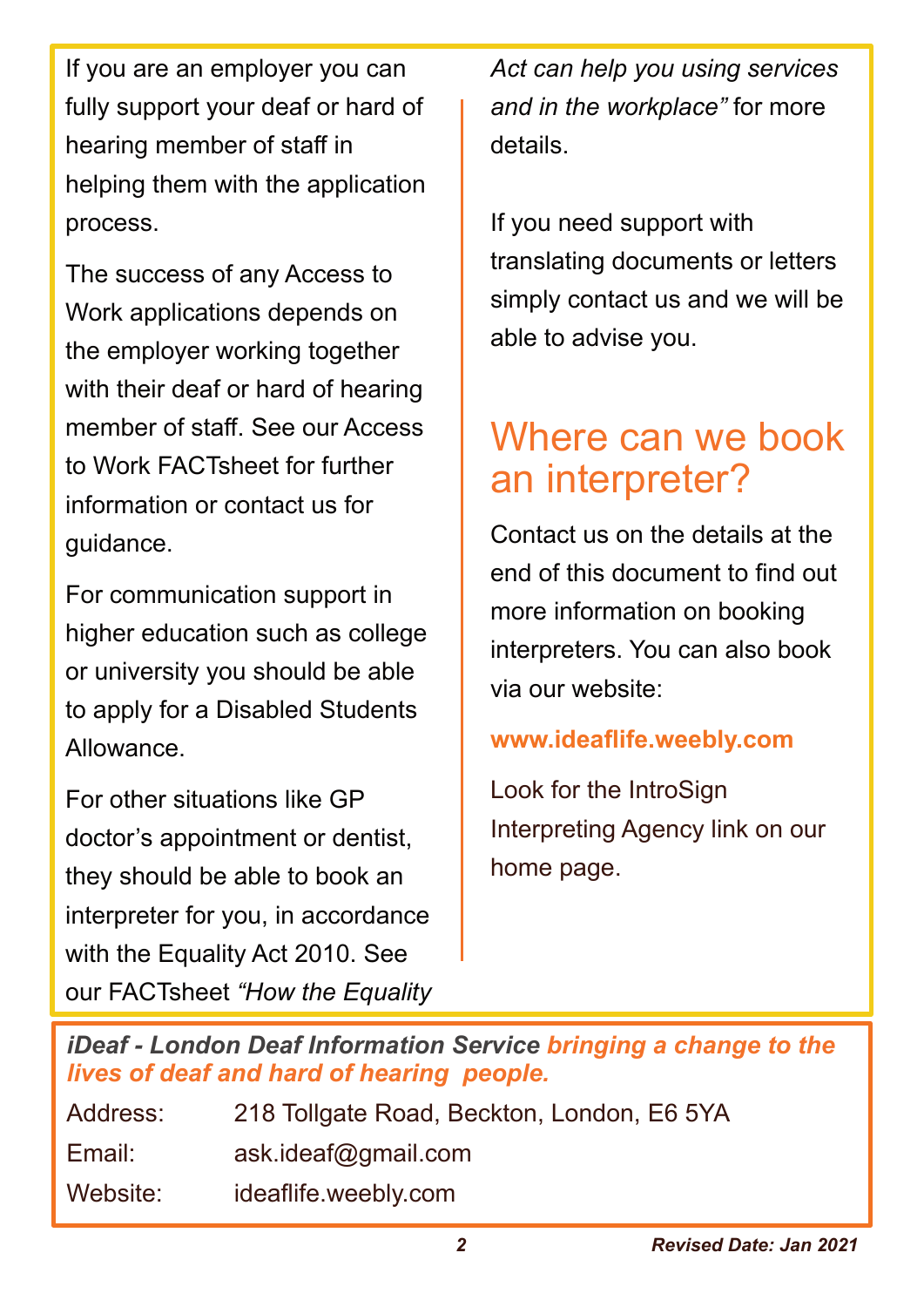If you are an employer you can fully support your deaf or hard of hearing member of staff in helping them with the application process.

The success of any Access to Work applications depends on the employer working together with their deaf or hard of hearing member of staff. See our Access to Work FACTsheet for further information or contact us for guidance.

For communication support in higher education such as college or university you should be able to apply for a Disabled Students Allowance.

For other situations like GP doctor's appointment or dentist, they should be able to book an interpreter for you, in accordance with the Equality Act 2010. See our FACTsheet *"How the Equality Act can help you using services and in the workplace"* for more details.

If you need support with translating documents or letters simply contact us and we will be able to advise you.

## Where can we book an interpreter?

Contact us on the details at the end of this document to find out more information on booking interpreters. You can also book via our website:

**www.ideaflife.weebly.com**

Look for the IntroSign Interpreting Agency link on our home page.

***iDeaf - London Deaf Information Service bringing a change to the lives of deaf and hard of hearing people.***

| | |
|---|---|
| Address: | 218 Tollgate Road, Beckton, London, E6 5YA |
| Email: | ask.ideaf@gmail.com |
| Website: | ideaflife.weebly.com |

***Revised Date: Jan 2021***